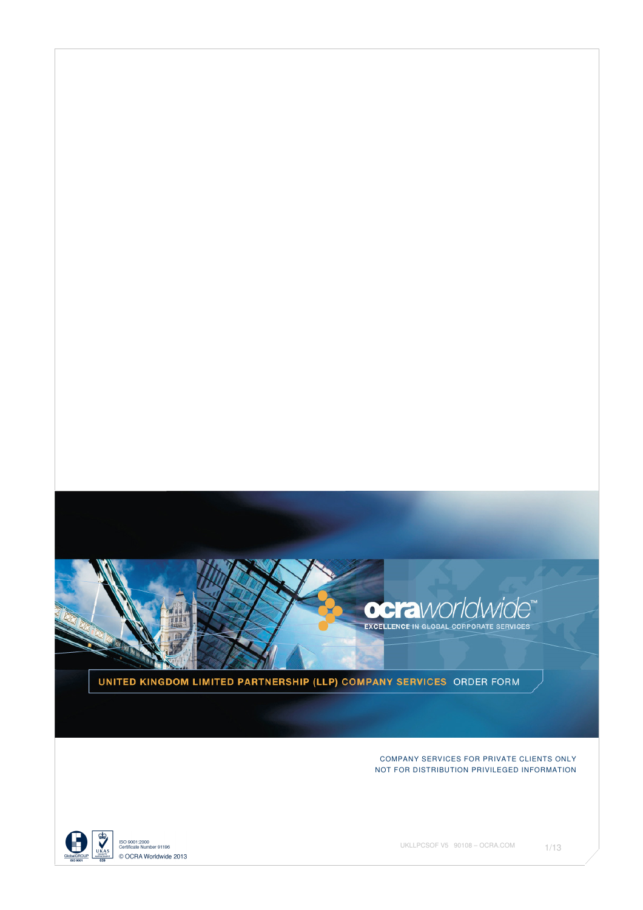ocraworldwide™

EXCELLENCE IN GLOBAL CORPORATE SERVICES

# UNITED KINGDOM LIMITED PARTNERSHIP (LLP) COMPANY SERVICES ORDER FORM

COMPANY SERVICES FOR PRIVATE CLIENTS ONLY
NOT FOR DISTRIBUTION PRIVILEGED INFORMATION

ISO 9001:2000
Certificate Number 91196
© OCRA Worldwide 2013

UKLLPCSOF V5 90108 – OCRA.COM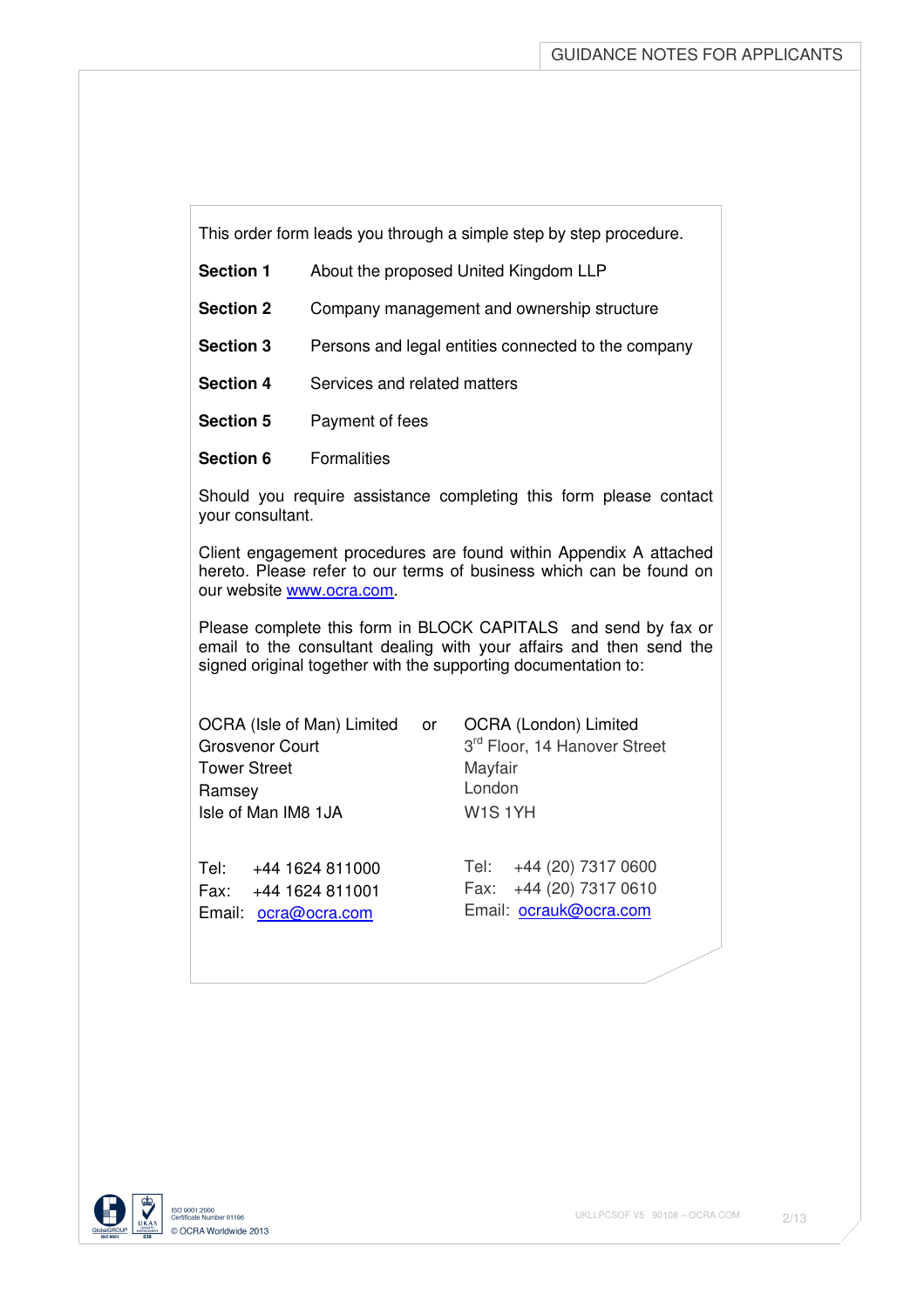This order form leads you through a simple step by step procedure.

| | |
|---|---|
| **Section 1** | About the proposed United Kingdom LLP |
| **Section 2** | Company management and ownership structure |
| **Section 3** | Persons and legal entities connected to the company |
| **Section 4** | Services and related matters |
| **Section 5** | Payment of fees |
| **Section 6** | Formalities |

Should you require assistance completing this form please contact your consultant.

Client engagement procedures are found within Appendix A attached hereto. Please refer to our terms of business which can be found on our website www.ocra.com.

Please complete this form in BLOCK CAPITALS and send by fax or email to the consultant dealing with your affairs and then send the signed original together with the supporting documentation to:

OCRA (Isle of Man) Limited
Grosvenor Court
Tower Street
Ramsey
Isle of Man IM8 1JA

Tel: +44 1624 811000
Fax: +44 1624 811001
Email: ocra@ocra.com

or

OCRA (London) Limited
3rd Floor, 14 Hanover Street
Mayfair
London
W1S 1YH

Tel: +44 (20) 7317 0600
Fax: +44 (20) 7317 0610
Email: ocrauk@ocra.com

ISO 9001:2000 Certificate Number 91196
© OCRA Worldwide 2013

UKLLPCSOF V5 90108 – OCRA.COM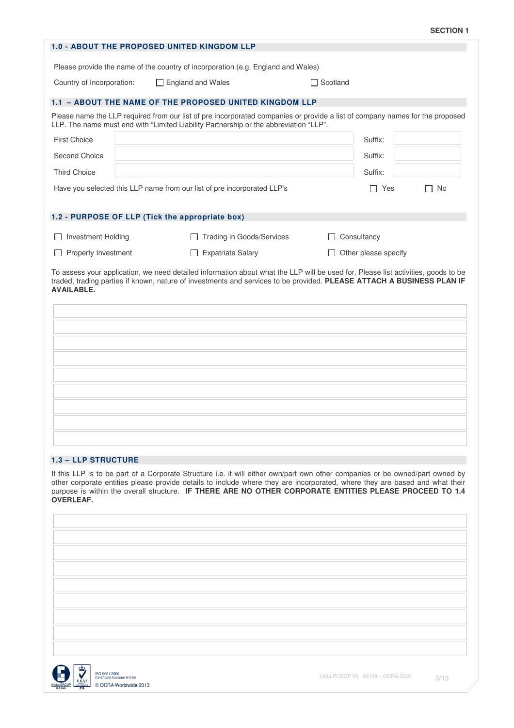SECTION 1

## 1.0 - ABOUT THE PROPOSED UNITED KINGDOM LLP

Please provide the name of the country of incorporation (e.g. England and Wales)

Country of Incorporation: ☐ England and Wales ☐ Scotland

## 1.1 – ABOUT THE NAME OF THE PROPOSED UNITED KINGDOM LLP

Please name the LLP required from our list of pre incorporated companies or provide a list of company names for the proposed LLP. The name must end with "Limited Liability Partnership or the abbreviation "LLP".

| | | | |
|---|---|---|---|
| First Choice | | Suffix: | |
| Second Choice | | Suffix: | |
| Third Choice | | Suffix: | |

Have you selected this LLP name from our list of pre incorporated LLP's ☐ Yes ☐ No

## 1.2 - PURPOSE OF LLP (Tick the appropriate box)

☐ Investment Holding ☐ Trading in Goods/Services ☐ Consultancy

☐ Property Investment ☐ Expatriate Salary ☐ Other please specify

To assess your application, we need detailed information about what the LLP will be used for. Please list activities, goods to be traded, trading parties if known, nature of investments and services to be provided. **PLEASE ATTACH A BUSINESS PLAN IF AVAILABLE.**

## 1.3 – LLP STRUCTURE

If this LLP is to be part of a Corporate Structure i.e. it will either own/part own other companies or be owned/part owned by other corporate entities please provide details to include where they are incorporated, where they are based and what their purpose is within the overall structure. **IF THERE ARE NO OTHER CORPORATE ENTITIES PLEASE PROCEED TO 1.4 OVERLEAF.**

ISO 9001:2000 Certificate Number 91196

© OCRA Worldwide 2013

UKLLPCSOF V5 90108 – OCRA.COM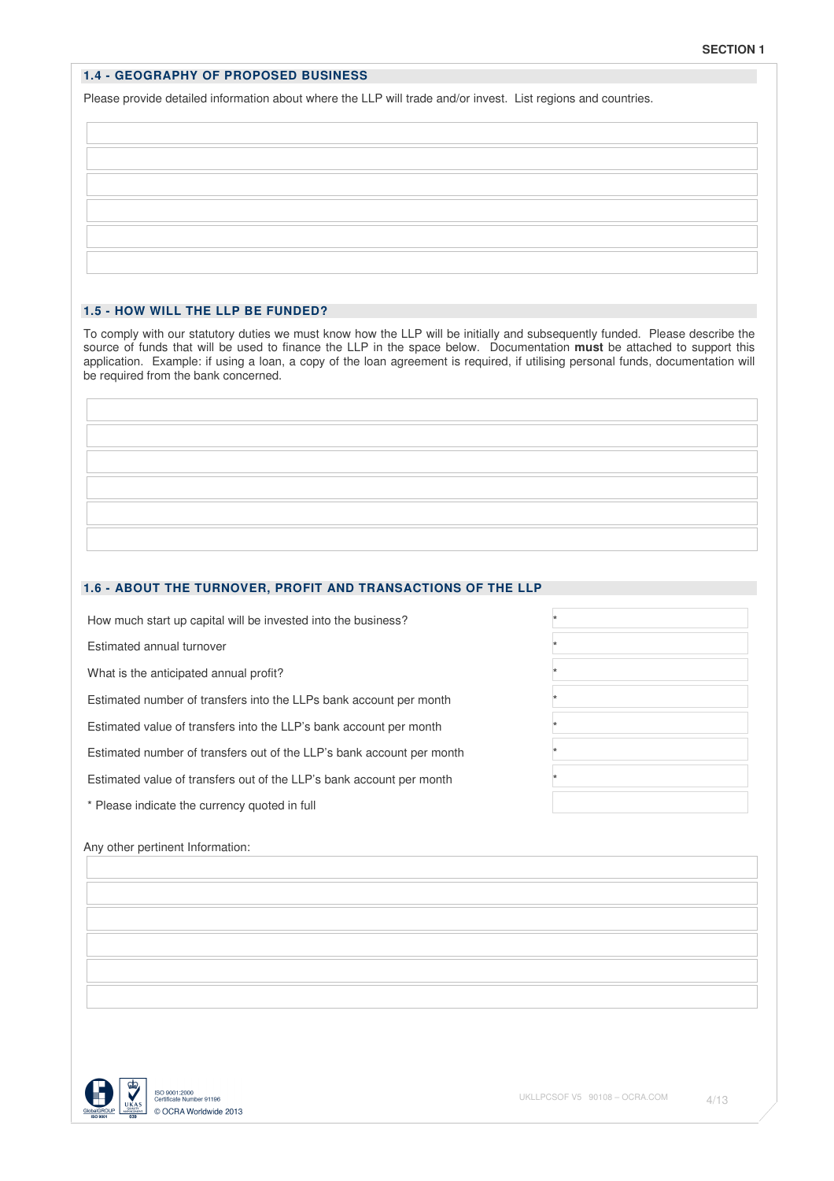## 1.4 - GEOGRAPHY OF PROPOSED BUSINESS

Please provide detailed information about where the LLP will trade and/or invest. List regions and countries.

## 1.5 - HOW WILL THE LLP BE FUNDED?

To comply with our statutory duties we must know how the LLP will be initially and subsequently funded. Please describe the source of funds that will be used to finance the LLP in the space below. Documentation **must** be attached to support this application. Example: if using a loan, a copy of the loan agreement is required, if utilising personal funds, documentation will be required from the bank concerned.

## 1.6 - ABOUT THE TURNOVER, PROFIT AND TRANSACTIONS OF THE LLP

| | |
|---|---|
| How much start up capital will be invested into the business? | * |
| Estimated annual turnover | * |
| What is the anticipated annual profit? | * |
| Estimated number of transfers into the LLPs bank account per month | * |
| Estimated value of transfers into the LLP's bank account per month | * |
| Estimated number of transfers out of the LLP's bank account per month | * |
| Estimated value of transfers out of the LLP's bank account per month | * |
| * Please indicate the currency quoted in full | |

Any other pertinent Information:

ISO 9001:2000
Certificate Number 91196
© OCRA Worldwide 2013

UKLLPCSOF V5 90108 – OCRA.COM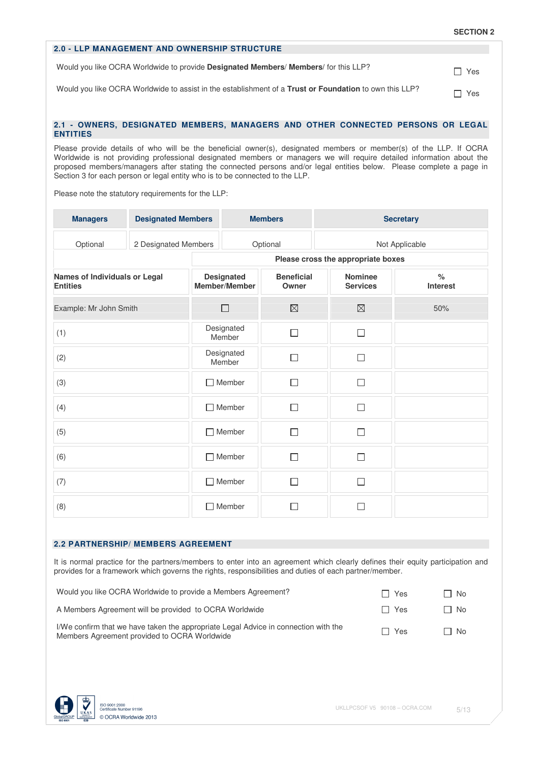SECTION 2

## 2.0 - LLP MANAGEMENT AND OWNERSHIP STRUCTURE

Would you like OCRA Worldwide to provide **Designated Members**/ **Members**/ for this LLP? ☐ Yes

Would you like OCRA Worldwide to assist in the establishment of a **Trust or Foundation** to own this LLP? ☐ Yes

## 2.1 - OWNERS, DESIGNATED MEMBERS, MANAGERS AND OTHER CONNECTED PERSONS OR LEGAL ENTITIES

Please provide details of who will be the beneficial owner(s), designated members or member(s) of the LLP. If OCRA Worldwide is not providing professional designated members or managers we will require detailed information about the proposed members/managers after stating the connected persons and/or legal entities below. Please complete a page in Section 3 for each person or legal entity who is to be connected to the LLP.

Please note the statutory requirements for the LLP:

| Managers | Designated Members | Members | Secretary |
|---|---|---|---|
| Optional | 2 Designated Members | Optional | Not Applicable |

| | Please cross the appropriate boxes | | | |
|---|---|---|---|---|
| **Names of Individuals or Legal Entities** | **Designated Member/Member** | **Beneficial Owner** | **Nominee Services** | **% Interest** |
| Example: Mr John Smith | ☐ | ☒ | ☒ | 50% |
| (1) | Designated Member | ☐ | ☐ | |
| (2) | Designated Member | ☐ | ☐ | |
| (3) | ☐ Member | ☐ | ☐ | |
| (4) | ☐ Member | ☐ | ☐ | |
| (5) | ☐ Member | ☐ | ☐ | |
| (6) | ☐ Member | ☐ | ☐ | |
| (7) | ☐ Member | ☐ | ☐ | |
| (8) | ☐ Member | ☐ | ☐ | |

## 2.2 PARTNERSHIP/ MEMBERS AGREEMENT

It is normal practice for the partners/members to enter into an agreement which clearly defines their equity participation and provides for a framework which governs the rights, responsibilities and duties of each partner/member.

Would you like OCRA Worldwide to provide a Members Agreement? ☐ Yes ☐ No

A Members Agreement will be provided to OCRA Worldwide ☐ Yes ☐ No

I/We confirm that we have taken the appropriate Legal Advice in connection with the Members Agreement provided to OCRA Worldwide ☐ Yes ☐ No

ISO 9001:2000
Certificate Number 91196
© OCRA Worldwide 2013

UKLLPCSOF V5 90108 – OCRA.COM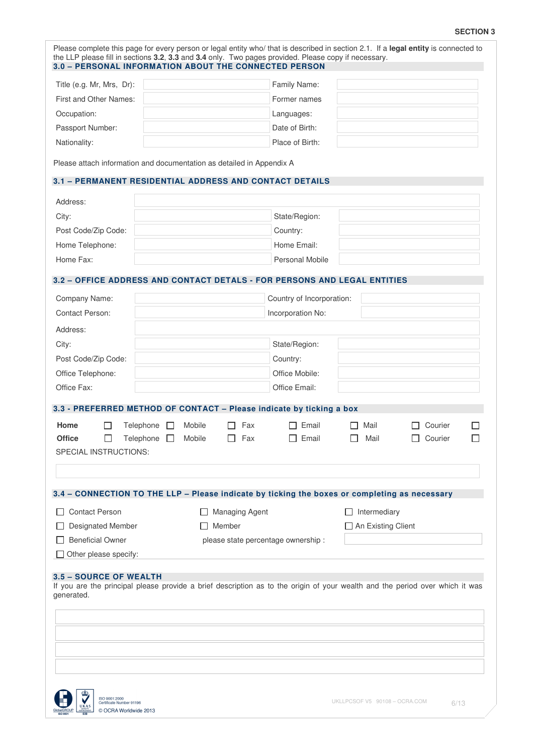SECTION 3

Please complete this page for every person or legal entity who/ that is described in section 2.1. If a **legal entity** is connected to the LLP please fill in sections **3.2**, **3.3** and **3.4** only. Two pages provided. Please copy if necessary.

## 3.0 – PERSONAL INFORMATION ABOUT THE CONNECTED PERSON

| | | | |
|---|---|---|---|
| Title (e.g. Mr, Mrs, Dr): | | Family Name: | |
| First and Other Names: | | Former names | |
| Occupation: | | Languages: | |
| Passport Number: | | Date of Birth: | |
| Nationality: | | Place of Birth: | |

Please attach information and documentation as detailed in Appendix A

## 3.1 – PERMANENT RESIDENTIAL ADDRESS AND CONTACT DETAILS

| | | | |
|---|---|---|---|
| Address: | | | |
| City: | | State/Region: | |
| Post Code/Zip Code: | | Country: | |
| Home Telephone: | | Home Email: | |
| Home Fax: | | Personal Mobile | |

## 3.2 – OFFICE ADDRESS AND CONTACT DETALS - FOR PERSONS AND LEGAL ENTITIES

| | | | |
|---|---|---|---|
| Company Name: | | Country of Incorporation: | |
| Contact Person: | | Incorporation No: | |
| Address: | | | |
| City: | | State/Region: | |
| Post Code/Zip Code: | | Country: | |
| Office Telephone: | | Office Mobile: | |
| Office Fax: | | Office Email: | |

## 3.3 - PREFERRED METHOD OF CONTACT – Please indicate by ticking a box

| | | | | | | |
|---|---|---|---|---|---|---|
| **Home** | ☐ | Telephone ☐ | Mobile ☐ | Fax ☐ | Email ☐ | Mail ☐ | Courier ☐ |
| **Office** | ☐ | Telephone ☐ | Mobile ☐ | Fax ☐ | Email ☐ | Mail ☐ | Courier ☐ |

SPECIAL INSTRUCTIONS:

## 3.4 – CONNECTION TO THE LLP – Please indicate by ticking the boxes or completing as necessary

- ☐ Contact Person
- ☐ Managing Agent
- ☐ Intermediary
- ☐ Designated Member
- ☐ Member
- ☐ An Existing Client
- ☐ Beneficial Owner — please state percentage ownership :
- ☐ Other please specify:

## 3.5 – SOURCE OF WEALTH

If you are the principal please provide a brief description as to the origin of your wealth and the period over which it was generated.

ISO 9001:2000
Certificate Number 91196
© OCRA Worldwide 2013

UKLLPCSOF V5 90108 – OCRA.COM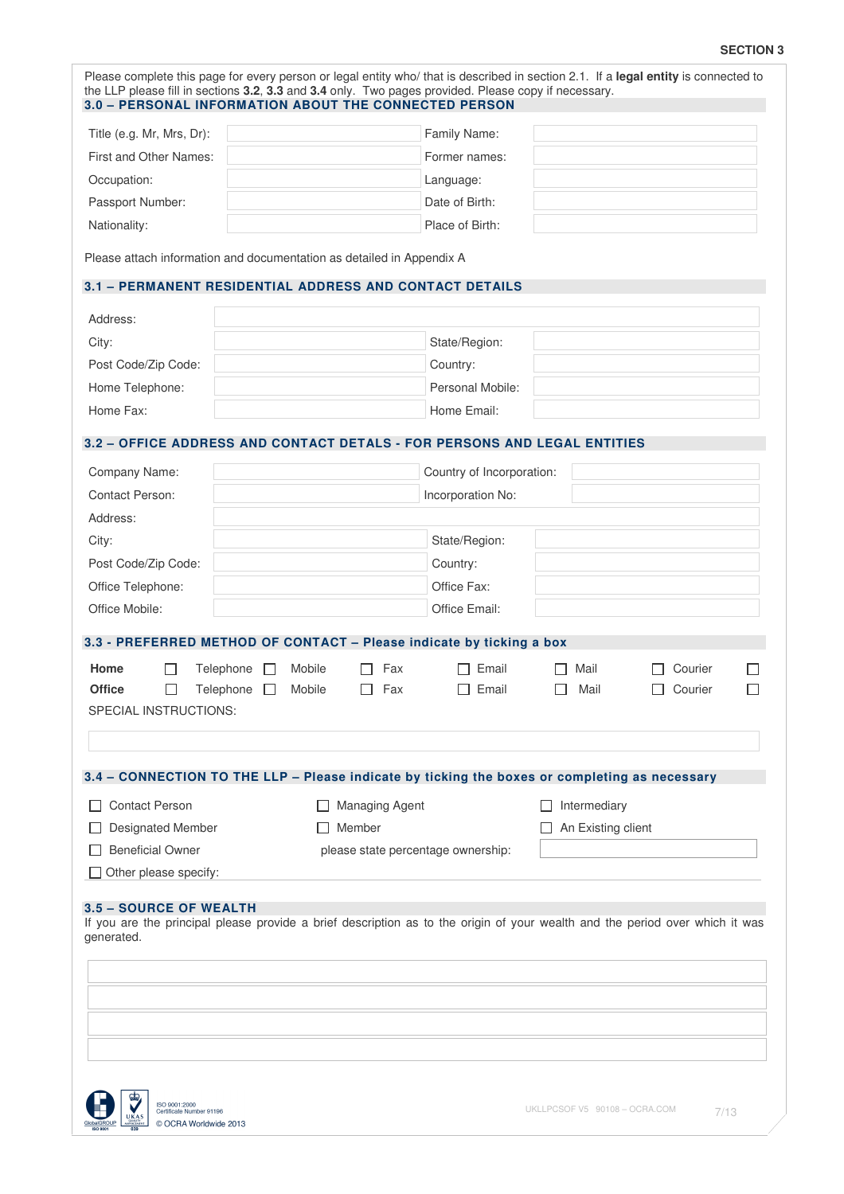SECTION 3

Please complete this page for every person or legal entity who/ that is described in section 2.1. If a **legal entity** is connected to the LLP please fill in sections **3.2**, **3.3** and **3.4** only. Two pages provided. Please copy if necessary.

## 3.0 – PERSONAL INFORMATION ABOUT THE CONNECTED PERSON

| | | | |
|---|---|---|---|
| Title (e.g. Mr, Mrs, Dr): | | Family Name: | |
| First and Other Names: | | Former names: | |
| Occupation: | | Language: | |
| Passport Number: | | Date of Birth: | |
| Nationality: | | Place of Birth: | |

Please attach information and documentation as detailed in Appendix A

## 3.1 – PERMANENT RESIDENTIAL ADDRESS AND CONTACT DETAILS

| | | | |
|---|---|---|---|
| Address: | | | |
| City: | | State/Region: | |
| Post Code/Zip Code: | | Country: | |
| Home Telephone: | | Personal Mobile: | |
| Home Fax: | | Home Email: | |

## 3.2 – OFFICE ADDRESS AND CONTACT DETALS - FOR PERSONS AND LEGAL ENTITIES

| | | | |
|---|---|---|---|
| Company Name: | | Country of Incorporation: | |
| Contact Person: | | Incorporation No: | |
| Address: | | | |
| City: | | State/Region: | |
| Post Code/Zip Code: | | Country: | |
| Office Telephone: | | Office Fax: | |
| Office Mobile: | | Office Email: | |

## 3.3 - PREFERRED METHOD OF CONTACT – Please indicate by ticking a box

| | | | | | | |
|---|---|---|---|---|---|---|
| **Home** | ☐ Telephone | ☐ Mobile | ☐ Fax | ☐ Email | ☐ Mail | ☐ Courier ☐ |
| **Office** | ☐ Telephone | ☐ Mobile | ☐ Fax | ☐ Email | ☐ Mail | ☐ Courier ☐ |

SPECIAL INSTRUCTIONS:

## 3.4 – CONNECTION TO THE LLP – Please indicate by ticking the boxes or completing as necessary

- ☐ Contact Person
- ☐ Managing Agent
- ☐ Intermediary
- ☐ Designated Member
- ☐ Member
- ☐ An Existing client
- ☐ Beneficial Owner

please state percentage ownership:

☐ Other please specify:

## 3.5 – SOURCE OF WEALTH

If you are the principal please provide a brief description as to the origin of your wealth and the period over which it was generated.

ISO 9001:2000
Certificate Number 91196
© OCRA Worldwide 2013

UKLLPCSOF V5 90108 – OCRA.COM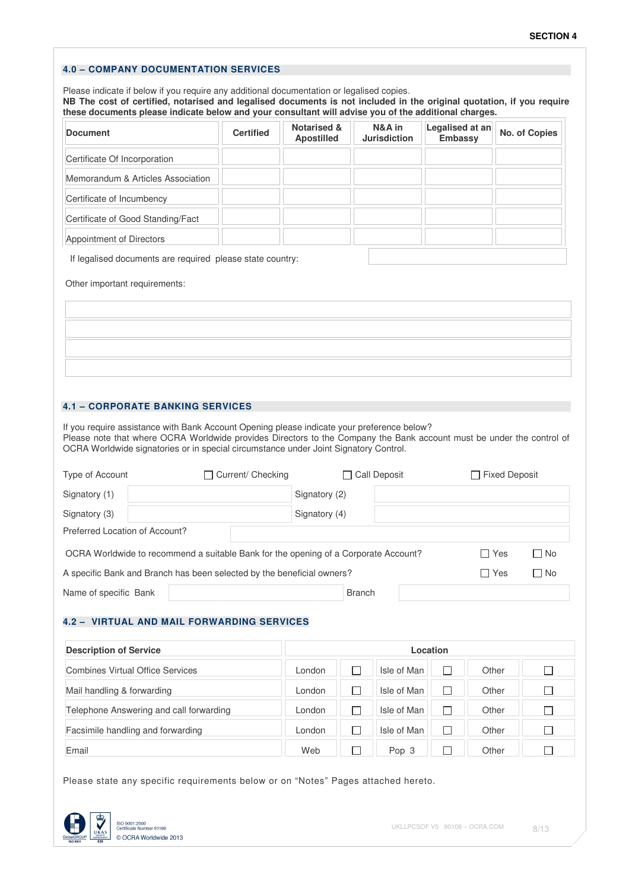SECTION 4

## 4.0 – COMPANY DOCUMENTATION SERVICES

Please indicate if below if you require any additional documentation or legalised copies.
**NB The cost of certified, notarised and legalised documents is not included in the original quotation, if you require these documents please indicate below and your consultant will advise you of the additional charges.**

| Document | Certified | Notarised & Apostilled | N&A in Jurisdiction | Legalised at an Embassy | No. of Copies |
|---|---|---|---|---|---|
| Certificate Of Incorporation | | | | | |
| Memorandum & Articles Association | | | | | |
| Certificate of Incumbency | | | | | |
| Certificate of Good Standing/Fact | | | | | |
| Appointment of Directors | | | | | |

If legalised documents are required please state country:

Other important requirements:

## 4.1 – CORPORATE BANKING SERVICES

If you require assistance with Bank Account Opening please indicate your preference below?
Please note that where OCRA Worldwide provides Directors to the Company the Bank account must be under the control of OCRA Worldwide signatories or in special circumstance under Joint Signatory Control.

Type of Account ☐ Current/ Checking ☐ Call Deposit ☐ Fixed Deposit

Signatory (1) ______ Signatory (2) ______

Signatory (3) ______ Signatory (4) ______

Preferred Location of Account? ______

OCRA Worldwide to recommend a suitable Bank for the opening of a Corporate Account? ☐ Yes ☐ No

A specific Bank and Branch has been selected by the beneficial owners? ☐ Yes ☐ No

Name of specific Bank ______ Branch ______

## 4.2 – VIRTUAL AND MAIL FORWARDING SERVICES

| Description of Service | Location | | | | | |
|---|---|---|---|---|---|---|
| Combines Virtual Office Services | London | ☐ | Isle of Man | ☐ | Other | ☐ |
| Mail handling & forwarding | London | ☐ | Isle of Man | ☐ | Other | ☐ |
| Telephone Answering and call forwarding | London | ☐ | Isle of Man | ☐ | Other | ☐ |
| Facsimile handling and forwarding | London | ☐ | Isle of Man | ☐ | Other | ☐ |
| Email | Web | ☐ | Pop 3 | ☐ | Other | ☐ |

Please state any specific requirements below or on "Notes" Pages attached hereto.

ISO 9001:2000
Certificate Number 91196
© OCRA Worldwide 2013

UKLLPCSOF V5 90108 – OCRA.COM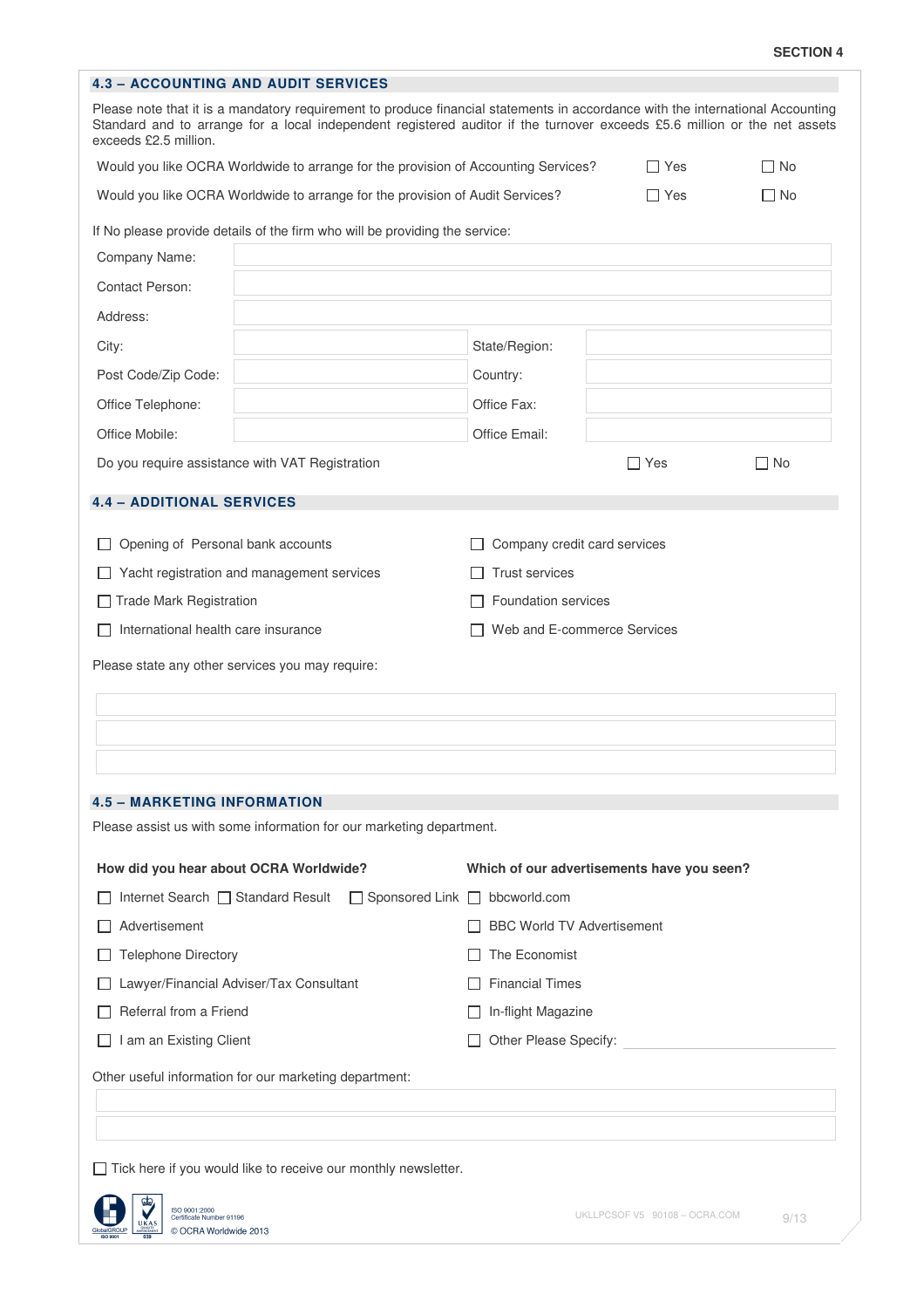**SECTION 4**

## 4.3 – ACCOUNTING AND AUDIT SERVICES

Please note that it is a mandatory requirement to produce financial statements in accordance with the international Accounting Standard and to arrange for a local independent registered auditor if the turnover exceeds £5.6 million or the net assets exceeds £2.5 million.

Would you like OCRA Worldwide to arrange for the provision of Accounting Services? ☐ Yes ☐ No

Would you like OCRA Worldwide to arrange for the provision of Audit Services? ☐ Yes ☐ No

If No please provide details of the firm who will be providing the service:

| | | | |
|---|---|---|---|
| Company Name: | | | |
| Contact Person: | | | |
| Address: | | | |
| City: | | State/Region: | |
| Post Code/Zip Code: | | Country: | |
| Office Telephone: | | Office Fax: | |
| Office Mobile: | | Office Email: | |

Do you require assistance with VAT Registration ☐ Yes ☐ No

## 4.4 – ADDITIONAL SERVICES

- ☐ Opening of Personal bank accounts
- ☐ Yacht registration and management services
- ☐ Trade Mark Registration
- ☐ International health care insurance
- ☐ Company credit card services
- ☐ Trust services
- ☐ Foundation services
- ☐ Web and E-commerce Services

Please state any other services you may require:

## 4.5 – MARKETING INFORMATION

Please assist us with some information for our marketing department.

**How did you hear about OCRA Worldwide?**

- ☐ Internet Search ☐ Standard Result ☐ Sponsored Link
- ☐ Advertisement
- ☐ Telephone Directory
- ☐ Lawyer/Financial Adviser/Tax Consultant
- ☐ Referral from a Friend
- ☐ I am an Existing Client

**Which of our advertisements have you seen?**

- ☐ bbcworld.com
- ☐ BBC World TV Advertisement
- ☐ The Economist
- ☐ Financial Times
- ☐ In-flight Magazine
- ☐ Other Please Specify: ____________

Other useful information for our marketing department:

☐ Tick here if you would like to receive our monthly newsletter.

ISO 9001:2000
Certificate Number 91196
© OCRA Worldwide 2013

UKLLPCSOF V5 90108 – OCRA.COM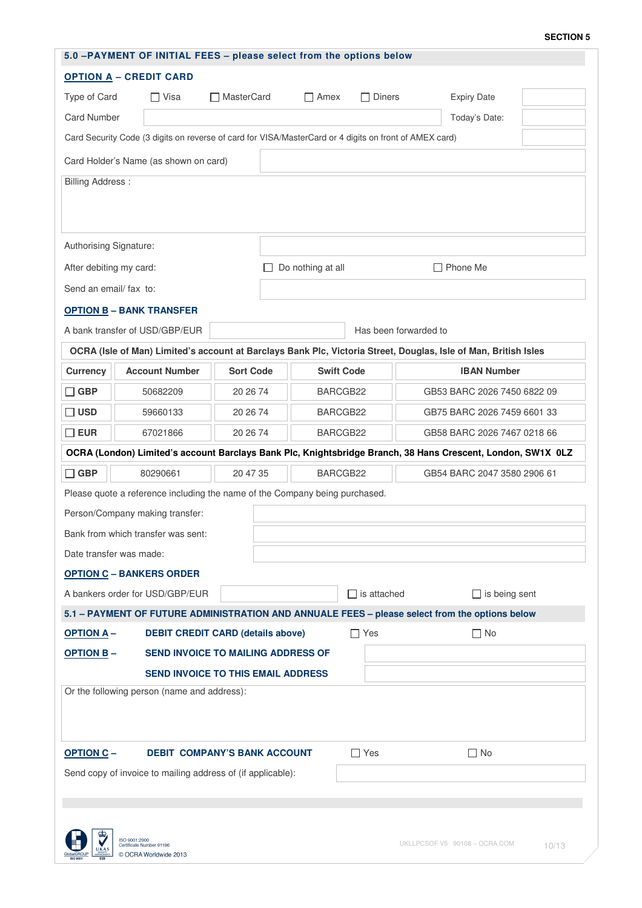SECTION 5

## 5.0 –PAYMENT OF INITIAL FEES – please select from the options below

### OPTION A – CREDIT CARD

Type of Card ☐ Visa ☐ MasterCard ☐ Amex ☐ Diners Expiry Date

Card Number Today's Date:

Card Security Code (3 digits on reverse of card for VISA/MasterCard or 4 digits on front of AMEX card)

Card Holder's Name (as shown on card)

Billing Address :

Authorising Signature:

After debiting my card: ☐ Do nothing at all ☐ Phone Me

Send an email/ fax to:

### OPTION B – BANK TRANSFER

A bank transfer of USD/GBP/EUR Has been forwarded to

| **OCRA (Isle of Man) Limited's account at Barclays Bank Plc, Victoria Street, Douglas, Isle of Man, British Isles** | | | | |
|---|---|---|---|---|
| **Currency** | **Account Number** | **Sort Code** | **Swift Code** | **IBAN Number** |
| ☐ **GBP** | 50682209 | 20 26 74 | BARCGB22 | GB53 BARC 2026 7450 6822 09 |
| ☐ **USD** | 59660133 | 20 26 74 | BARCGB22 | GB75 BARC 2026 7459 6601 33 |
| ☐ **EUR** | 67021866 | 20 26 74 | BARCGB22 | GB58 BARC 2026 7467 0218 66 |
| **OCRA (London) Limited's account Barclays Bank Plc, Knightsbridge Branch, 38 Hans Crescent, London, SW1X 0LZ** | | | | |
| ☐ **GBP** | 80290661 | 20 47 35 | BARCGB22 | GB54 BARC 2047 3580 2906 61 |

Please quote a reference including the name of the Company being purchased.

Person/Company making transfer:

Bank from which transfer was sent:

Date transfer was made:

### OPTION C – BANKERS ORDER

A bankers order for USD/GBP/EUR ☐ is attached ☐ is being sent

## 5.1 – PAYMENT OF FUTURE ADMINISTRATION AND ANNUALE FEES – please select from the options below

**OPTION A –** **DEBIT CREDIT CARD (details above)** ☐ Yes ☐ No

**OPTION B –** **SEND INVOICE TO MAILING ADDRESS OF**

**SEND INVOICE TO THIS EMAIL ADDRESS**

Or the following person (name and address):

**OPTION C –** **DEBIT COMPANY'S BANK ACCOUNT** ☐ Yes ☐ No

Send copy of invoice to mailing address of (if applicable):

ISO 9001:2000
Certificate Number 91196
© OCRA Worldwide 2013

UKLLPCSOF V5 90108 – OCRA.COM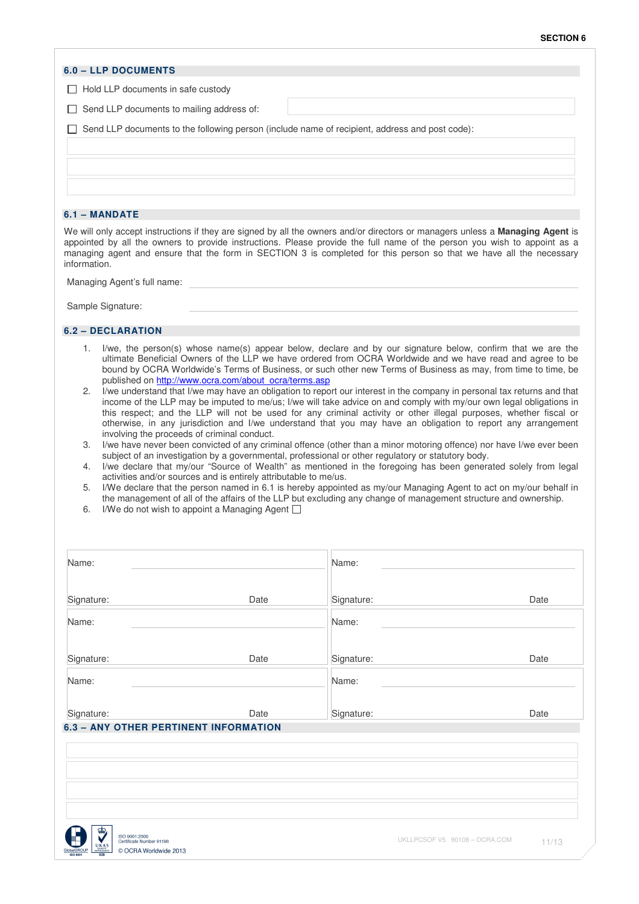SECTION 6

## 6.0 – LLP DOCUMENTS

☐ Hold LLP documents in safe custody

☐ Send LLP documents to mailing address of: 

☐ Send LLP documents to the following person (include name of recipient, address and post code):

## 6.1 – MANDATE

We will only accept instructions if they are signed by all the owners and/or directors or managers unless a **Managing Agent** is appointed by all the owners to provide instructions. Please provide the full name of the person you wish to appoint as a managing agent and ensure that the form in SECTION 3 is completed for this person so that we have all the necessary information.

Managing Agent's full name: 

Sample Signature: 

## 6.2 – DECLARATION

1. I/we, the person(s) whose name(s) appear below, declare and by our signature below, confirm that we are the ultimate Beneficial Owners of the LLP we have ordered from OCRA Worldwide and we have read and agree to be bound by OCRA Worldwide's Terms of Business, or such other new Terms of Business as may, from time to time, be published on [http://www.ocra.com/about_ocra/terms.asp](http://www.ocra.com/about_ocra/terms.asp)
2. I/we understand that I/we may have an obligation to report our interest in the company in personal tax returns and that income of the LLP may be imputed to me/us; I/we will take advice on and comply with my/our own legal obligations in this respect; and the LLP will not be used for any criminal activity or other illegal purposes, whether fiscal or otherwise, in any jurisdiction and I/we understand that you may have an obligation to report any arrangement involving the proceeds of criminal conduct.
3. I/we have never been convicted of any criminal offence (other than a minor motoring offence) nor have I/we ever been subject of an investigation by a governmental, professional or other regulatory or statutory body.
4. I/we declare that my/our "Source of Wealth" as mentioned in the foregoing has been generated solely from legal activities and/or sources and is entirely attributable to me/us.
5. I/We declare that the person named in 6.1 is hereby appointed as my/our Managing Agent to act on my/our behalf in the management of all of the affairs of the LLP but excluding any change of management structure and ownership.
6. I/We do not wish to appoint a Managing Agent ☐

| | |
|---|---|
| Name: | Name: |
| Signature: Date | Signature: Date |
| Name: | Name: |
| Signature: Date | Signature: Date |
| Name: | Name: |
| Signature: Date | Signature: Date |

## 6.3 – ANY OTHER PERTINENT INFORMATION

ISO 9001:2000
Certificate Number 91196
© OCRA Worldwide 2013

UKLLPCSOF V5 90108 – OCRA.COM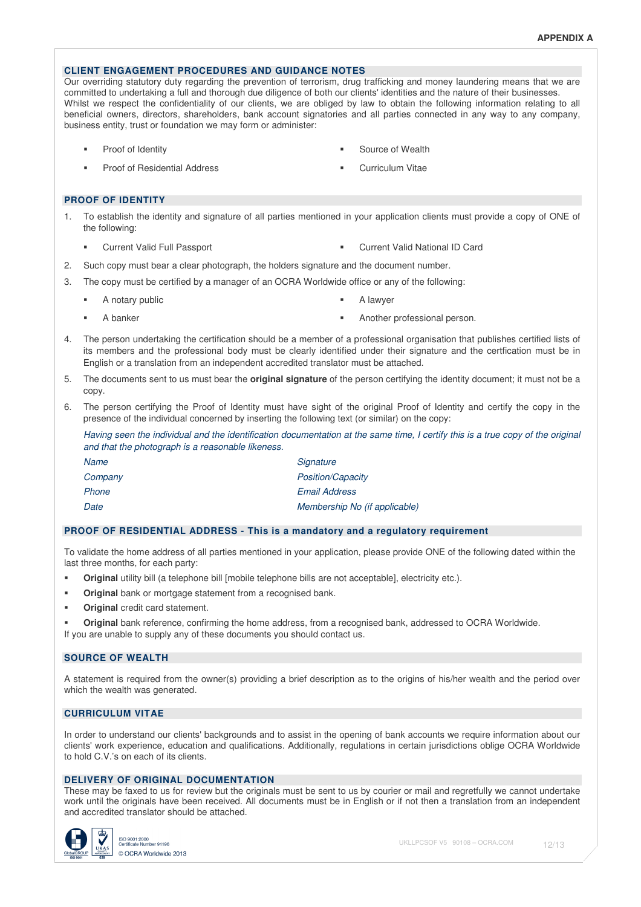APPENDIX A

## CLIENT ENGAGEMENT PROCEDURES AND GUIDANCE NOTES

Our overriding statutory duty regarding the prevention of terrorism, drug trafficking and money laundering means that we are committed to undertaking a full and thorough due diligence of both our clients' identities and the nature of their businesses. Whilst we respect the confidentiality of our clients, we are obliged by law to obtain the following information relating to all beneficial owners, directors, shareholders, bank account signatories and all parties connected in any way to any company, business entity, trust or foundation we may form or administer:

- Proof of Identity
- Proof of Residential Address
- Source of Wealth
- Curriculum Vitae

## PROOF OF IDENTITY

1. To establish the identity and signature of all parties mentioned in your application clients must provide a copy of ONE of the following:
   - Current Valid Full Passport
   - Current Valid National ID Card
2. Such copy must bear a clear photograph, the holders signature and the document number.
3. The copy must be certified by a manager of an OCRA Worldwide office or any of the following:
   - A notary public
   - A banker
   - A lawyer
   - Another professional person.
4. The person undertaking the certification should be a member of a professional organisation that publishes certified lists of its members and the professional body must be clearly identified under their signature and the certfication must be in English or a translation from an independent accredited translator must be attached.
5. The documents sent to us must bear the **original signature** of the person certifying the identity document; it must not be a copy.
6. The person certifying the Proof of Identity must have sight of the original Proof of Identity and certify the copy in the presence of the individual concerned by inserting the following text (or similar) on the copy:

   *Having seen the individual and the identification documentation at the same time, I certify this is a true copy of the original and that the photograph is a reasonable likeness.*

   | | |
   |---|---|
   | *Name* | *Signature* |
   | *Company* | *Position/Capacity* |
   | *Phone* | *Email Address* |
   | *Date* | *Membership No (if applicable)* |

## PROOF OF RESIDENTIAL ADDRESS - This is a mandatory and a regulatory requirement

To validate the home address of all parties mentioned in your application, please provide ONE of the following dated within the last three months, for each party:

- **Original** utility bill (a telephone bill [mobile telephone bills are not acceptable], electricity etc.).
- **Original** bank or mortgage statement from a recognised bank.
- **Original** credit card statement.
- **Original** bank reference, confirming the home address, from a recognised bank, addressed to OCRA Worldwide.

If you are unable to supply any of these documents you should contact us.

## SOURCE OF WEALTH

A statement is required from the owner(s) providing a brief description as to the origins of his/her wealth and the period over which the wealth was generated.

## CURRICULUM VITAE

In order to understand our clients' backgrounds and to assist in the opening of bank accounts we require information about our clients' work experience, education and qualifications. Additionally, regulations in certain jurisdictions oblige OCRA Worldwide to hold C.V.'s on each of its clients.

## DELIVERY OF ORIGINAL DOCUMENTATION

These may be faxed to us for review but the originals must be sent to us by courier or mail and regretfully we cannot undertake work until the originals have been received. All documents must be in English or if not then a translation from an independent and accredited translator should be attached.

ISO 9001:2000
Certificate Number 91196
© OCRA Worldwide 2013

UKLLPCSOF V5 90108 – OCRA.COM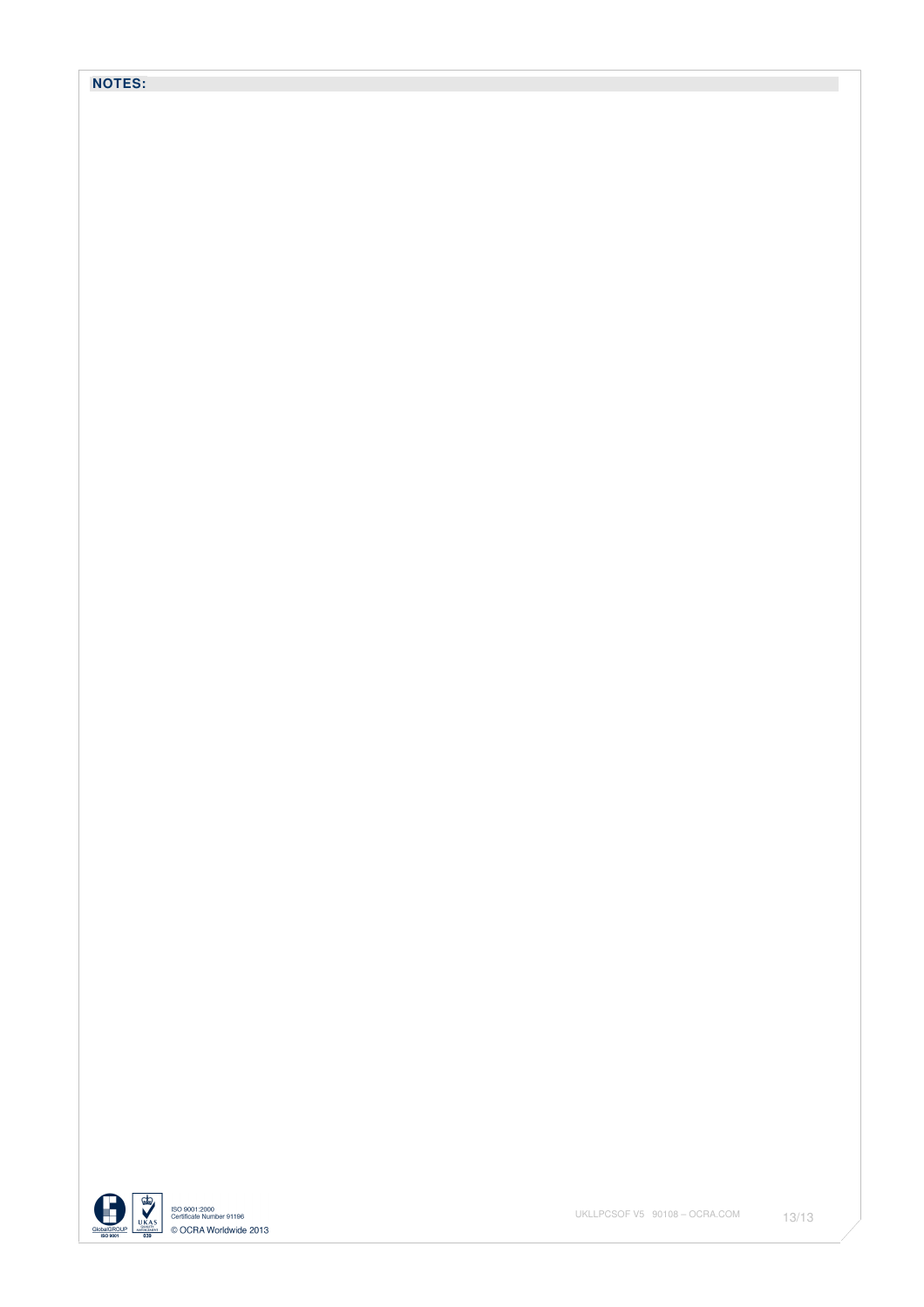**NOTES:**